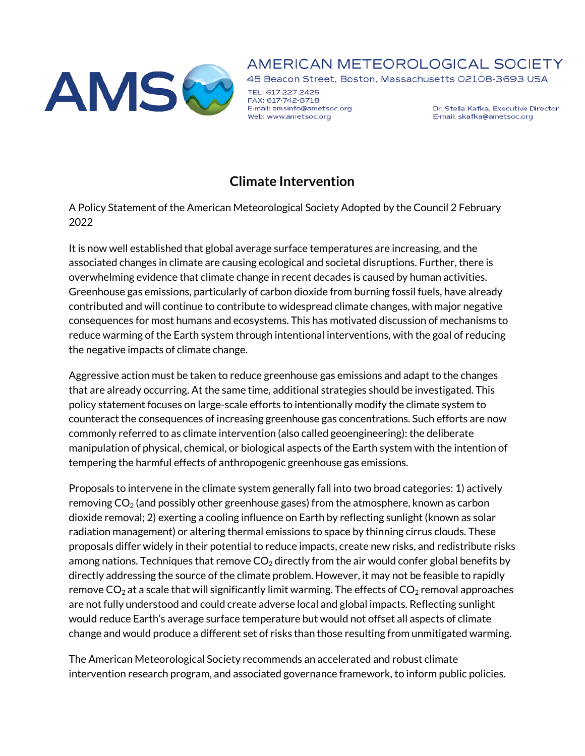AMS

AMERICAN METEOROLOGICAL SOCIETY

45 Beacon Street, Boston, Massachusetts 02108-3693 USA

TEL: 617-227-2425
FAX: 617-742-8718
E-mail: amsinfo@ametsoc.org
Web: www.ametsoc.org

Dr. Stella Kafka, Executive Director
E-mail: skafka@ametsoc.org

# Climate Intervention

A Policy Statement of the American Meteorological Society Adopted by the Council 2 February 2022

It is now well established that global average surface temperatures are increasing, and the associated changes in climate are causing ecological and societal disruptions. Further, there is overwhelming evidence that climate change in recent decades is caused by human activities. Greenhouse gas emissions, particularly of carbon dioxide from burning fossil fuels, have already contributed and will continue to contribute to widespread climate changes, with major negative consequences for most humans and ecosystems. This has motivated discussion of mechanisms to reduce warming of the Earth system through intentional interventions, with the goal of reducing the negative impacts of climate change.

Aggressive action must be taken to reduce greenhouse gas emissions and adapt to the changes that are already occurring. At the same time, additional strategies should be investigated. This policy statement focuses on large-scale efforts to intentionally modify the climate system to counteract the consequences of increasing greenhouse gas concentrations. Such efforts are now commonly referred to as climate intervention (also called geoengineering): the deliberate manipulation of physical, chemical, or biological aspects of the Earth system with the intention of tempering the harmful effects of anthropogenic greenhouse gas emissions.

Proposals to intervene in the climate system generally fall into two broad categories: 1) actively removing $CO_2$ (and possibly other greenhouse gases) from the atmosphere, known as carbon dioxide removal; 2) exerting a cooling influence on Earth by reflecting sunlight (known as solar radiation management) or altering thermal emissions to space by thinning cirrus clouds. These proposals differ widely in their potential to reduce impacts, create new risks, and redistribute risks among nations. Techniques that remove $CO_2$ directly from the air would confer global benefits by directly addressing the source of the climate problem. However, it may not be feasible to rapidly remove $CO_2$ at a scale that will significantly limit warming. The effects of $CO_2$ removal approaches are not fully understood and could create adverse local and global impacts. Reflecting sunlight would reduce Earth's average surface temperature but would not offset all aspects of climate change and would produce a different set of risks than those resulting from unmitigated warming.

The American Meteorological Society recommends an accelerated and robust climate intervention research program, and associated governance framework, to inform public policies.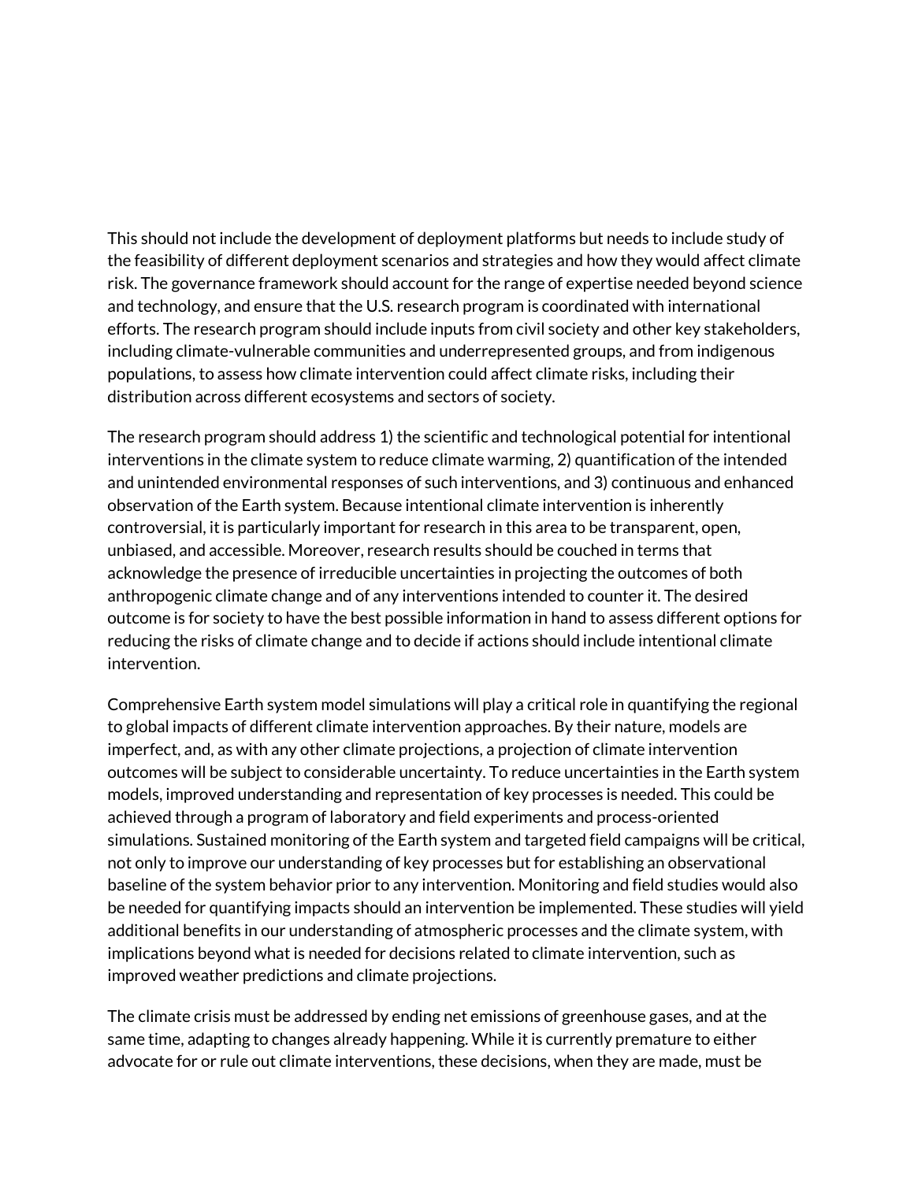This should not include the development of deployment platforms but needs to include study of the feasibility of different deployment scenarios and strategies and how they would affect climate risk. The governance framework should account for the range of expertise needed beyond science and technology, and ensure that the U.S. research program is coordinated with international efforts. The research program should include inputs from civil society and other key stakeholders, including climate-vulnerable communities and underrepresented groups, and from indigenous populations, to assess how climate intervention could affect climate risks, including their distribution across different ecosystems and sectors of society.

The research program should address 1) the scientific and technological potential for intentional interventions in the climate system to reduce climate warming, 2) quantification of the intended and unintended environmental responses of such interventions, and 3) continuous and enhanced observation of the Earth system. Because intentional climate intervention is inherently controversial, it is particularly important for research in this area to be transparent, open, unbiased, and accessible. Moreover, research results should be couched in terms that acknowledge the presence of irreducible uncertainties in projecting the outcomes of both anthropogenic climate change and of any interventions intended to counter it. The desired outcome is for society to have the best possible information in hand to assess different options for reducing the risks of climate change and to decide if actions should include intentional climate intervention.

Comprehensive Earth system model simulations will play a critical role in quantifying the regional to global impacts of different climate intervention approaches. By their nature, models are imperfect, and, as with any other climate projections, a projection of climate intervention outcomes will be subject to considerable uncertainty. To reduce uncertainties in the Earth system models, improved understanding and representation of key processes is needed. This could be achieved through a program of laboratory and field experiments and process-oriented simulations. Sustained monitoring of the Earth system and targeted field campaigns will be critical, not only to improve our understanding of key processes but for establishing an observational baseline of the system behavior prior to any intervention. Monitoring and field studies would also be needed for quantifying impacts should an intervention be implemented. These studies will yield additional benefits in our understanding of atmospheric processes and the climate system, with implications beyond what is needed for decisions related to climate intervention, such as improved weather predictions and climate projections.

The climate crisis must be addressed by ending net emissions of greenhouse gases, and at the same time, adapting to changes already happening. While it is currently premature to either advocate for or rule out climate interventions, these decisions, when they are made, must be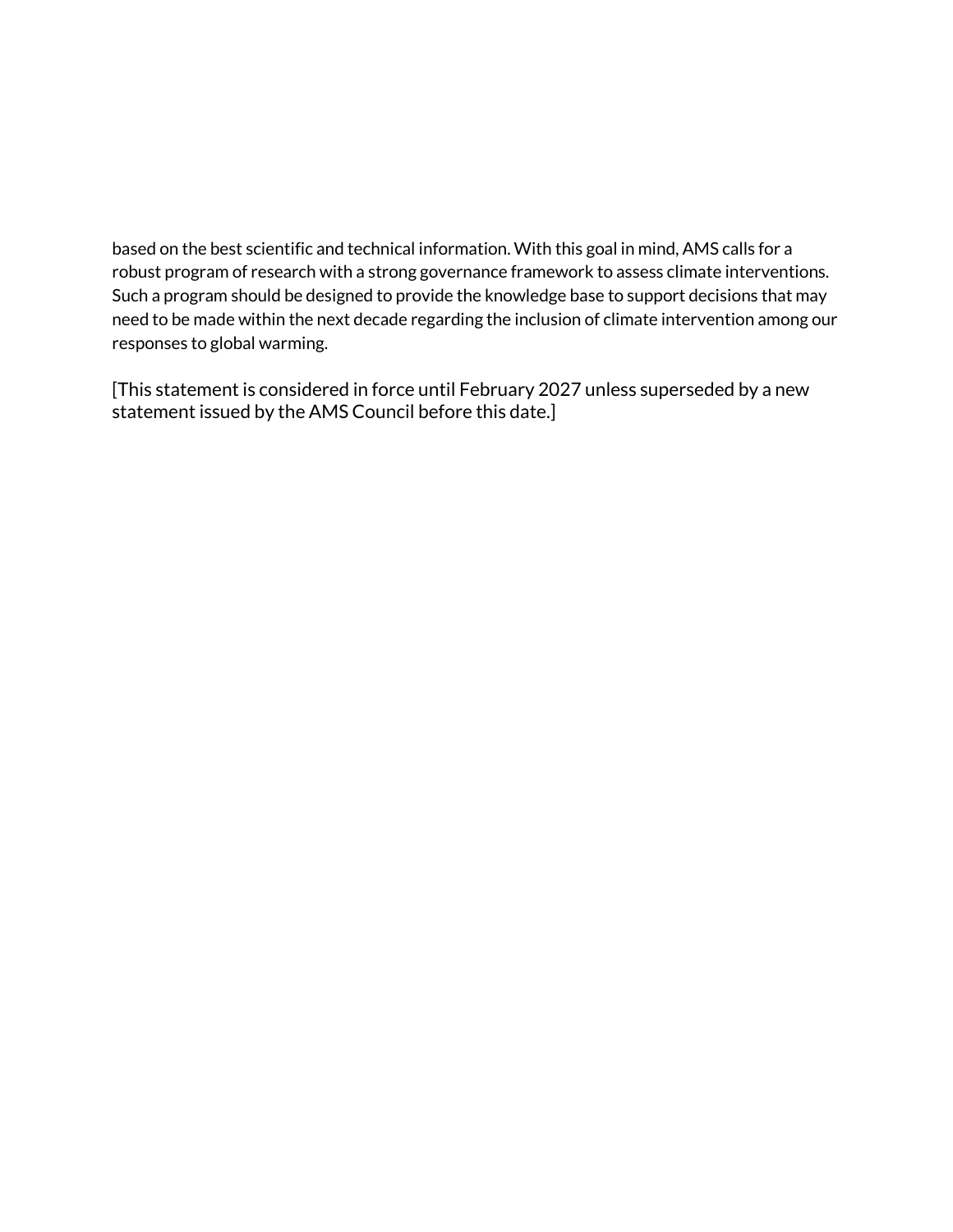based on the best scientific and technical information. With this goal in mind, AMS calls for a robust program of research with a strong governance framework to assess climate interventions. Such a program should be designed to provide the knowledge base to support decisions that may need to be made within the next decade regarding the inclusion of climate intervention among our responses to global warming.

[This statement is considered in force until February 2027 unless superseded by a new statement issued by the AMS Council before this date.]